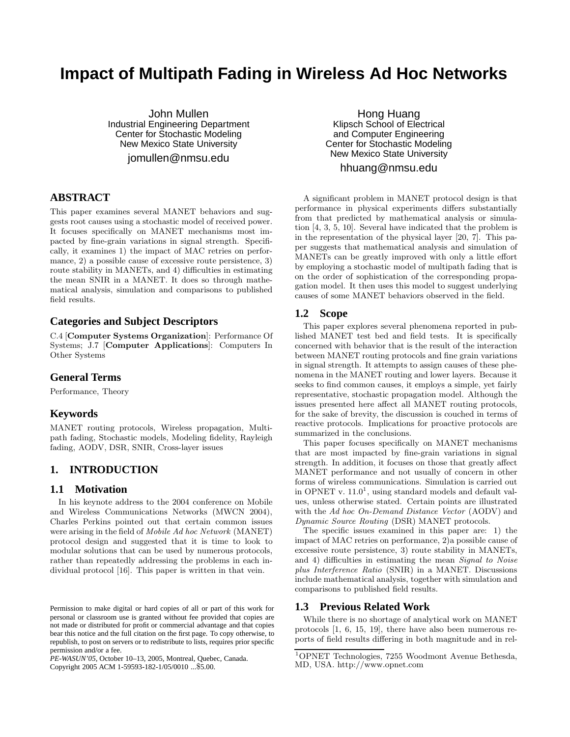# Impact of Multipath Fading in Wireless Ad Hoc Networks

John Mullen
Industrial Engineering Department
Center for Stochastic Modeling
New Mexico State University
jomullen@nmsu.edu

Hong Huang
Klipsch School of Electrical and Computer Engineering
Center for Stochastic Modeling
New Mexico State University
hhuang@nmsu.edu

## ABSTRACT

This paper examines several MANET behaviors and suggests root causes using a stochastic model of received power. It focuses specifically on MANET mechanisms most impacted by fine-grain variations in signal strength. Specifically, it examines 1) the impact of MAC retries on performance, 2) a possible cause of excessive route persistence, 3) route stability in MANETs, and 4) difficulties in estimating the mean SNIR in a MANET. It does so through mathematical analysis, simulation and comparisons to published field results.

## Categories and Subject Descriptors

C.4 [**Computer Systems Organization**]: Performance Of Systems; J.7 [**Computer Applications**]: Computers In Other Systems

## General Terms

Performance, Theory

## Keywords

MANET routing protocols, Wireless propagation, Multipath fading, Stochastic models, Modeling fidelity, Rayleigh fading, AODV, DSR, SNIR, Cross-layer issues

## 1. INTRODUCTION

### 1.1 Motivation

In his keynote address to the 2004 conference on Mobile and Wireless Communications Networks (MWCN 2004), Charles Perkins pointed out that certain common issues were arising in the field of *Mobile Ad hoc Network* (MANET) protocol design and suggested that it is time to look to modular solutions that can be used by numerous protocols, rather than repeatedly addressing the problems in each individual protocol [16]. This paper is written in that vein.

A significant problem in MANET protocol design is that performance in physical experiments differs substantially from that predicted by mathematical analysis or simulation [4, 3, 5, 10]. Several have indicated that the problem is in the representation of the physical layer [20, 7]. This paper suggests that mathematical analysis and simulation of MANETs can be greatly improved with only a little effort by employing a stochastic model of multipath fading that is on the order of sophistication of the corresponding propagation model. It then uses this model to suggest underlying causes of some MANET behaviors observed in the field.

### 1.2 Scope

This paper explores several phenomena reported in published MANET test bed and field tests. It is specifically concerned with behavior that is the result of the interaction between MANET routing protocols and fine grain variations in signal strength. It attempts to assign causes of these phenomena in the MANET routing and lower layers. Because it seeks to find common causes, it employs a simple, yet fairly representative, stochastic propagation model. Although the issues presented here affect all MANET routing protocols, for the sake of brevity, the discussion is couched in terms of reactive protocols. Implications for proactive protocols are summarized in the conclusions.

This paper focuses specifically on MANET mechanisms that are most impacted by fine-grain variations in signal strength. In addition, it focuses on those that greatly affect MANET performance and not usually of concern in other forms of wireless communications. Simulation is carried out in OPNET v. 11.0[1], using standard models and default values, unless otherwise stated. Certain points are illustrated with the *Ad hoc On-Demand Distance Vector* (AODV) and *Dynamic Source Routing* (DSR) MANET protocols.

The specific issues examined in this paper are: 1) the impact of MAC retries on performance, 2)a possible cause of excessive route persistence, 3) route stability in MANETs, and 4) difficulties in estimating the mean *Signal to Noise plus Interference Ratio* (SNIR) in a MANET. Discussions include mathematical analysis, together with simulation and comparisons to published field results.

### 1.3 Previous Related Work

While there is no shortage of analytical work on MANET protocols [1, 6, 15, 19], there have also been numerous reports of field results differing in both magnitude and in rel-

Permission to make digital or hard copies of all or part of this work for personal or classroom use is granted without fee provided that copies are not made or distributed for profit or commercial advantage and that copies bear this notice and the full citation on the first page. To copy otherwise, to republish, to post on servers or to redistribute to lists, requires prior specific permission and/or a fee.
*PE-WASUN'05,* October 10–13, 2005, Montreal, Quebec, Canada.
Copyright 2005 ACM 1-59593-182-1/05/0010 ...$5.00.

[1] OPNET Technologies, 7255 Woodmont Avenue Bethesda, MD, USA. http://www.opnet.com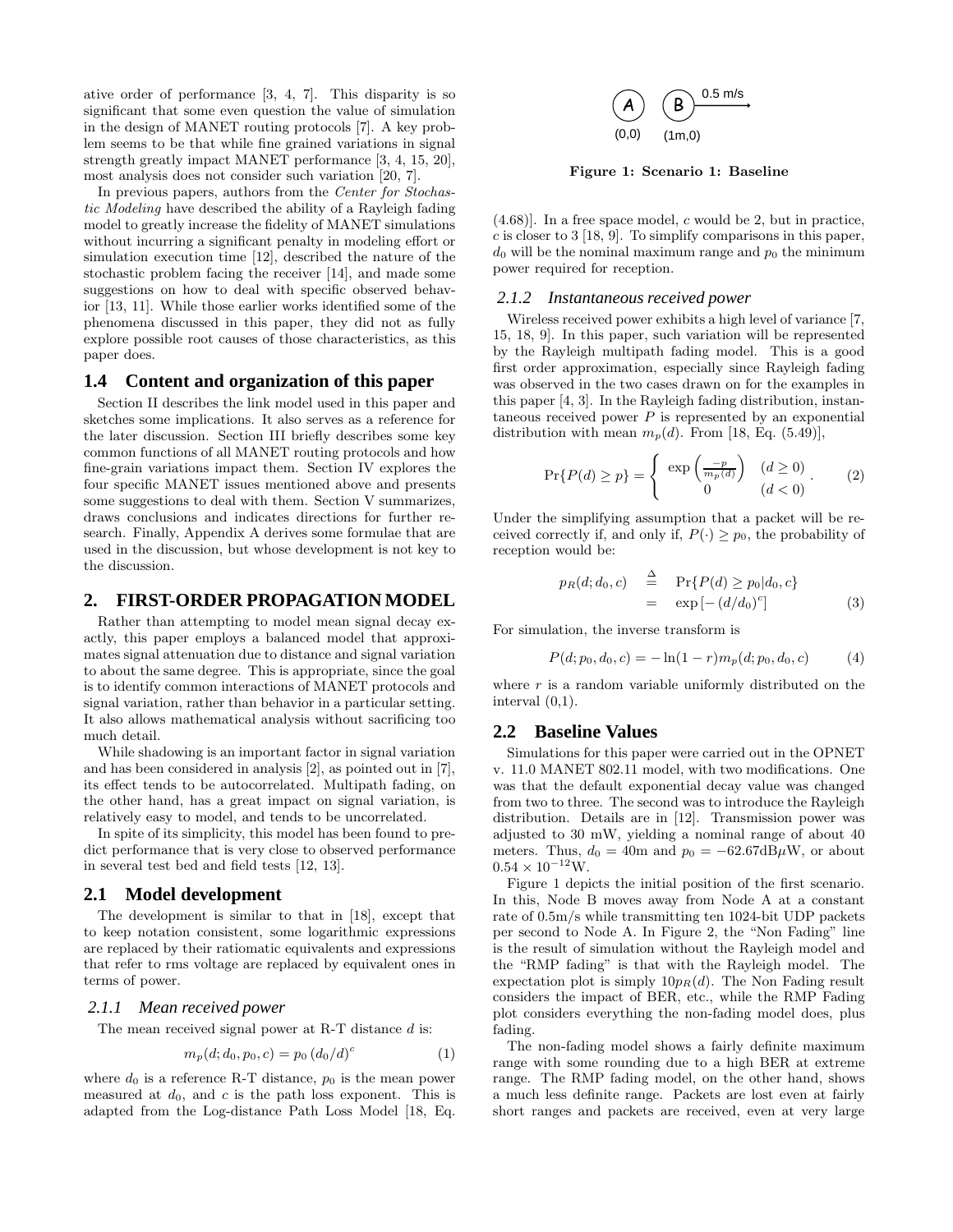ative order of performance [3, 4, 7]. This disparity is so significant that some even question the value of simulation in the design of MANET routing protocols [7]. A key problem seems to be that while fine grained variations in signal strength greatly impact MANET performance [3, 4, 15, 20], most analysis does not consider such variation [20, 7].

In previous papers, authors from the *Center for Stochastic Modeling* have described the ability of a Rayleigh fading model to greatly increase the fidelity of MANET simulations without incurring a significant penalty in modeling effort or simulation execution time [12], described the nature of the stochastic problem facing the receiver [14], and made some suggestions on how to deal with specific observed behavior [13, 11]. While those earlier works identified some of the phenomena discussed in this paper, they did not as fully explore possible root causes of those characteristics, as this paper does.

## 1.4 Content and organization of this paper

Section II describes the link model used in this paper and sketches some implications. It also serves as a reference for the later discussion. Section III briefly describes some key common functions of all MANET routing protocols and how fine-grain variations impact them. Section IV explores the four specific MANET issues mentioned above and presents some suggestions to deal with them. Section V summarizes, draws conclusions and indicates directions for further research. Finally, Appendix A derives some formulae that are used in the discussion, but whose development is not key to the discussion.

# 2. FIRST-ORDER PROPAGATION MODEL

Rather than attempting to model mean signal decay exactly, this paper employs a balanced model that approximates signal attenuation due to distance and signal variation to about the same degree. This is appropriate, since the goal is to identify common interactions of MANET protocols and signal variation, rather than behavior in a particular setting. It also allows mathematical analysis without sacrificing too much detail.

While shadowing is an important factor in signal variation and has been considered in analysis [2], as pointed out in [7], its effect tends to be autocorrelated. Multipath fading, on the other hand, has a great impact on signal variation, is relatively easy to model, and tends to be uncorrelated.

In spite of its simplicity, this model has been found to predict performance that is very close to observed performance in several test bed and field tests [12, 13].

## 2.1 Model development

The development is similar to that in [18], except that to keep notation consistent, some logarithmic expressions are replaced by their ratiomatic equivalents and expressions that refer to rms voltage are replaced by equivalent ones in terms of power.

### 2.1.1 Mean received power

The mean received signal power at R-T distance $d$ is:

$$m_p(d; d_0, p_0, c) = p_0 \left(d_0/d\right)^c \tag{1}$$

where $d_0$ is a reference R-T distance, $p_0$ is the mean power measured at $d_0$, and $c$ is the path loss exponent. This is adapted from the Log-distance Path Loss Model [18, Eq. (4.68)]. In a free space model, $c$ would be 2, but in practice, $c$ is closer to 3 [18, 9]. To simplify comparisons in this paper, $d_0$ will be the nominal maximum range and $p_0$ the minimum power required for reception.

### 2.1.2 Instantaneous received power

Wireless received power exhibits a high level of variance [7, 15, 18, 9]. In this paper, such variation will be represented by the Rayleigh multipath fading model. This is a good first order approximation, especially since Rayleigh fading was observed in the two cases drawn on for the examples in this paper [4, 3]. In the Rayleigh fading distribution, instantaneous received power $P$ is represented by an exponential distribution with mean $m_p(d)$. From [18, Eq. (5.49)],

$$\Pr\{P(d) \geq p\} = \begin{cases} \exp\left(\frac{-p}{m_p(d)}\right) & (d \geq 0) \\ 0 & (d < 0) \end{cases}. \tag{2}$$

Under the simplifying assumption that a packet will be received correctly if, and only if, $P(\cdot) \geq p_0$, the probability of reception would be:

$$\begin{aligned} p_R(d; d_0, c) &\stackrel{\Delta}{=} \Pr\{P(d) \geq p_0 | d_0, c\} \\ &= \exp\left[-\left(d/d_0\right)^c\right] \end{aligned} \tag{3}$$

For simulation, the inverse transform is

$$P(d; p_0, d_0, c) = -\ln(1-r) m_p(d; p_0, d_0, c) \tag{4}$$

where $r$ is a random variable uniformly distributed on the interval (0,1).

## 2.2 Baseline Values

Simulations for this paper were carried out in the OPNET v. 11.0 MANET 802.11 model, with two modifications. One was that the default exponential decay value was changed from two to three. The second was to introduce the Rayleigh distribution. Details are in [12]. Transmission power was adjusted to 30 mW, yielding a nominal range of about 40 meters. Thus, $d_0 = 40$m and $p_0 = -62.67$dB$\mu$W, or about $0.54 \times 10^{-12}$W.

A (0,0) — B (1m,0) — 0.5 m/s

**Figure 1: Scenario 1: Baseline**

Figure 1 depicts the initial position of the first scenario. In this, Node B moves away from Node A at a constant rate of 0.5m/s while transmitting ten 1024-bit UDP packets per second to Node A. In Figure 2, the "Non Fading" line is the result of simulation without the Rayleigh model and the "RMP fading" is that with the Rayleigh model. The expectation plot is simply $10p_R(d)$. The Non Fading result considers the impact of BER, etc., while the RMP Fading plot considers everything the non-fading model does, plus fading.

The non-fading model shows a fairly definite maximum range with some rounding due to a high BER at extreme range. The RMP fading model, on the other hand, shows a much less definite range. Packets are lost even at fairly short ranges and packets are received, even at very large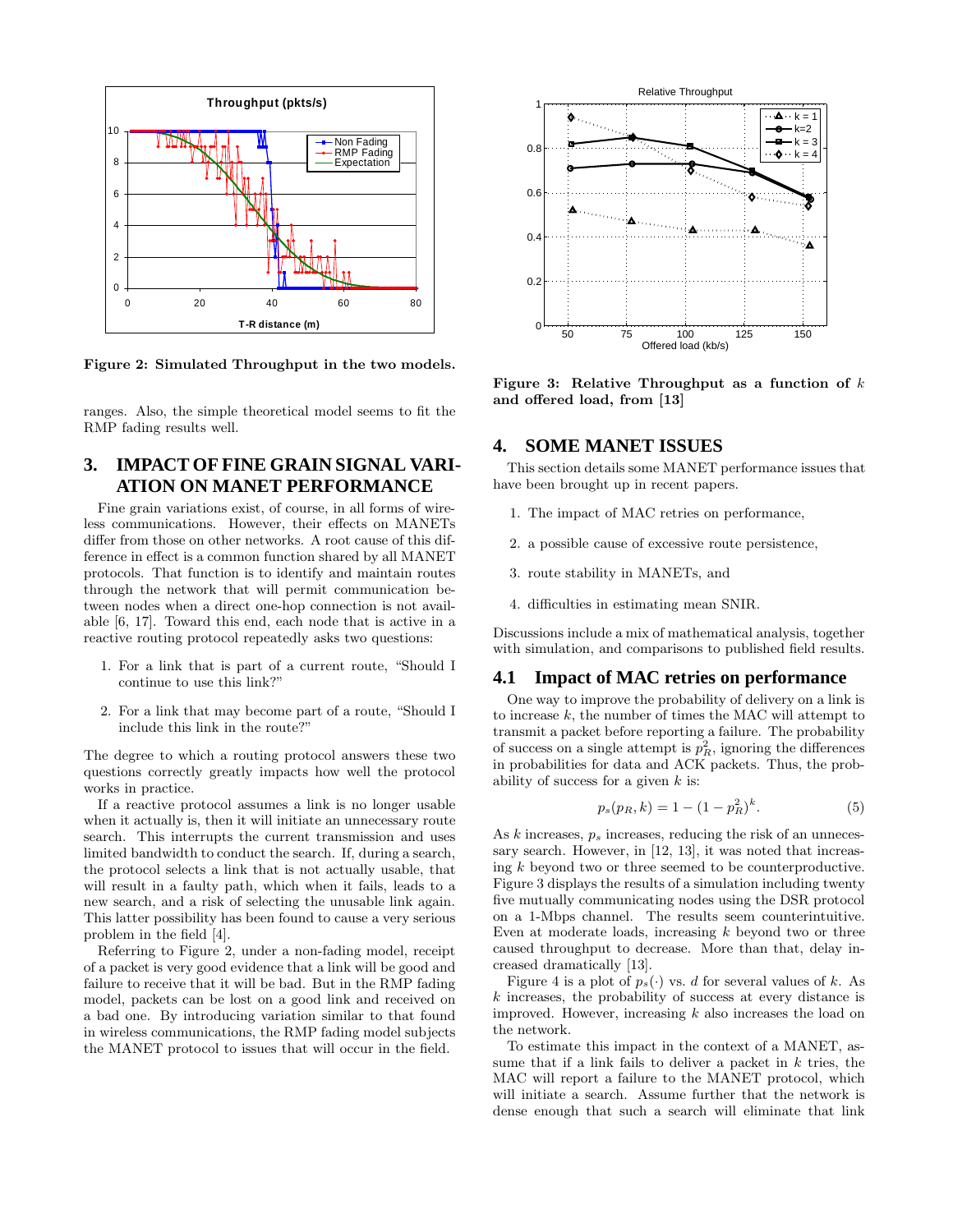Figure 2: Simulated Throughput in the two models.

ranges. Also, the simple theoretical model seems to fit the RMP fading results well.

## 3. IMPACT OF FINE GRAIN SIGNAL VARIATION ON MANET PERFORMANCE

Fine grain variations exist, of course, in all forms of wireless communications. However, their effects on MANETs differ from those on other networks. A root cause of this difference in effect is a common function shared by all MANET protocols. That function is to identify and maintain routes through the network that will permit communication between nodes when a direct one-hop connection is not available [6, 17]. Toward this end, each node that is active in a reactive routing protocol repeatedly asks two questions:

1. For a link that is part of a current route, "Should I continue to use this link?"
2. For a link that may become part of a route, "Should I include this link in the route?"

The degree to which a routing protocol answers these two questions correctly greatly impacts how well the protocol works in practice.

If a reactive protocol assumes a link is no longer usable when it actually is, then it will initiate an unnecessary route search. This interrupts the current transmission and uses limited bandwidth to conduct the search. If, during a search, the protocol selects a link that is not actually usable, that will result in a faulty path, which when it fails, leads to a new search, and a risk of selecting the unusable link again. This latter possibility has been found to cause a very serious problem in the field [4].

Referring to Figure 2, under a non-fading model, receipt of a packet is very good evidence that a link will be good and failure to receive that it will be bad. But in the RMP fading model, packets can be lost on a good link and received on a bad one. By introducing variation similar to that found in wireless communications, the RMP fading model subjects the MANET protocol to issues that will occur in the field.

Figure 3: Relative Throughput as a function of $k$ and offered load, from [13]

## 4. SOME MANET ISSUES

This section details some MANET performance issues that have been brought up in recent papers.

1. The impact of MAC retries on performance,
2. a possible cause of excessive route persistence,
3. route stability in MANETs, and
4. difficulties in estimating mean SNIR.

Discussions include a mix of mathematical analysis, together with simulation, and comparisons to published field results.

### 4.1 Impact of MAC retries on performance

One way to improve the probability of delivery on a link is to increase $k$, the number of times the MAC will attempt to transmit a packet before reporting a failure. The probability of success on a single attempt is $p_R^2$, ignoring the differences in probabilities for data and ACK packets. Thus, the probability of success for a given $k$ is:

$$p_s(p_R, k) = 1 - (1 - p_R^2)^k. \tag{5}$$

As $k$ increases, $p_s$ increases, reducing the risk of an unnecessary search. However, in [12, 13], it was noted that increasing $k$ beyond two or three seemed to be counterproductive. Figure 3 displays the results of a simulation including twenty five mutually communicating nodes using the DSR protocol on a 1-Mbps channel. The results seem counterintuitive. Even at moderate loads, increasing $k$ beyond two or three caused throughput to decrease. More than that, delay increased dramatically [13].

Figure 4 is a plot of $p_s(\cdot)$ vs. $d$ for several values of $k$. As $k$ increases, the probability of success at every distance is improved. However, increasing $k$ also increases the load on the network.

To estimate this impact in the context of a MANET, assume that if a link fails to deliver a packet in $k$ tries, the MAC will report a failure to the MANET protocol, which will initiate a search. Assume further that the network is dense enough that such a search will eliminate that link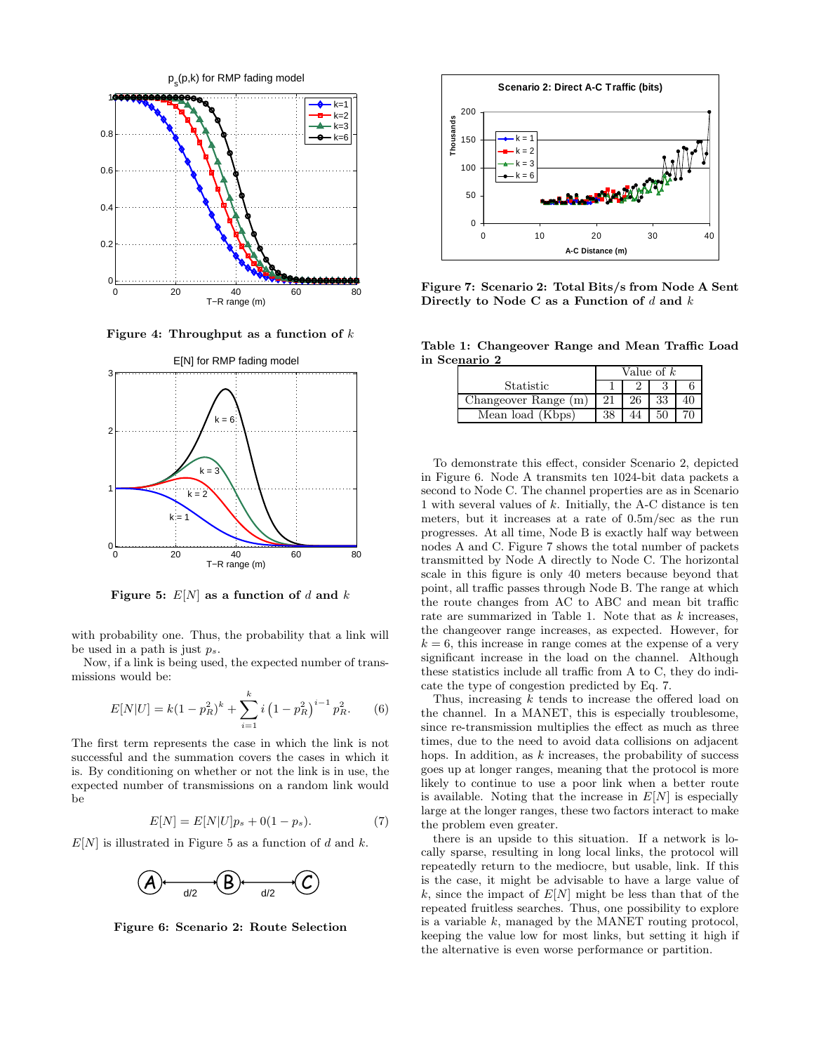**Figure 4: Throughput as a function of $k$**

**Figure 5: $E[N]$ as a function of $d$ and $k$**

with probability one. Thus, the probability that a link will be used in a path is just $p_s$.

Now, if a link is being used, the expected number of transmissions would be:

$$E[N|U] = k(1 - p_R^2)^k + \sum_{i=1}^{k} i\left(1 - p_R^2\right)^{i-1} p_R^2. \quad (6)$$

The first term represents the case in which the link is not successful and the summation covers the cases in which it is. By conditioning on whether or not the link is in use, the expected number of transmissions on a random link would be

$$E[N] = E[N|U]p_s + 0(1 - p_s). \quad (7)$$

$E[N]$ is illustrated in Figure 5 as a function of $d$ and $k$.

**Figure 6: Scenario 2: Route Selection**

**Figure 7: Scenario 2: Total Bits/s from Node A Sent Directly to Node C as a Function of $d$ and $k$**

**Table 1: Changeover Range and Mean Traffic Load in Scenario 2**

| Statistic | Value of $k$ | | | |
|---|---|---|---|---|
| | 1 | 2 | 3 | 6 |
| Changeover Range (m) | 21 | 26 | 33 | 40 |
| Mean load (Kbps) | 38 | 44 | 50 | 70 |

To demonstrate this effect, consider Scenario 2, depicted in Figure 6. Node A transmits ten 1024-bit data packets a second to Node C. The channel properties are as in Scenario 1 with several values of $k$. Initially, the A-C distance is ten meters, but it increases at a rate of 0.5m/sec as the run progresses. At all time, Node B is exactly half way between nodes A and C. Figure 7 shows the total number of packets transmitted by Node A directly to Node C. The horizontal scale in this figure is only 40 meters because beyond that point, all traffic passes through Node B. The range at which the route changes from AC to ABC and mean bit traffic rate are summarized in Table 1. Note that as $k$ increases, the changeover range increases, as expected. However, for $k = 6$, this increase in range comes at the expense of a very significant increase in the load on the channel. Although these statistics include all traffic from A to C, they do indicate the type of congestion predicted by Eq. 7.

Thus, increasing $k$ tends to increase the offered load on the channel. In a MANET, this is especially troublesome, since re-transmission multiplies the effect as much as three times, due to the need to avoid data collisions on adjacent hops. In addition, as $k$ increases, the probability of success goes up at longer ranges, meaning that the protocol is more likely to continue to use a poor link when a better route is available. Noting that the increase in $E[N]$ is especially large at the longer ranges, these two factors interact to make the problem even greater.

there is an upside to this situation. If a network is locally sparse, resulting in long local links, the protocol will repeatedly return to the mediocre, but usable, link. If this is the case, it might be advisable to have a large value of $k$, since the impact of $E[N]$ might be less than that of the repeated fruitless searches. Thus, one possibility to explore is a variable $k$, managed by the MANET routing protocol, keeping the value low for most links, but setting it high if the alternative is even worse performance or partition.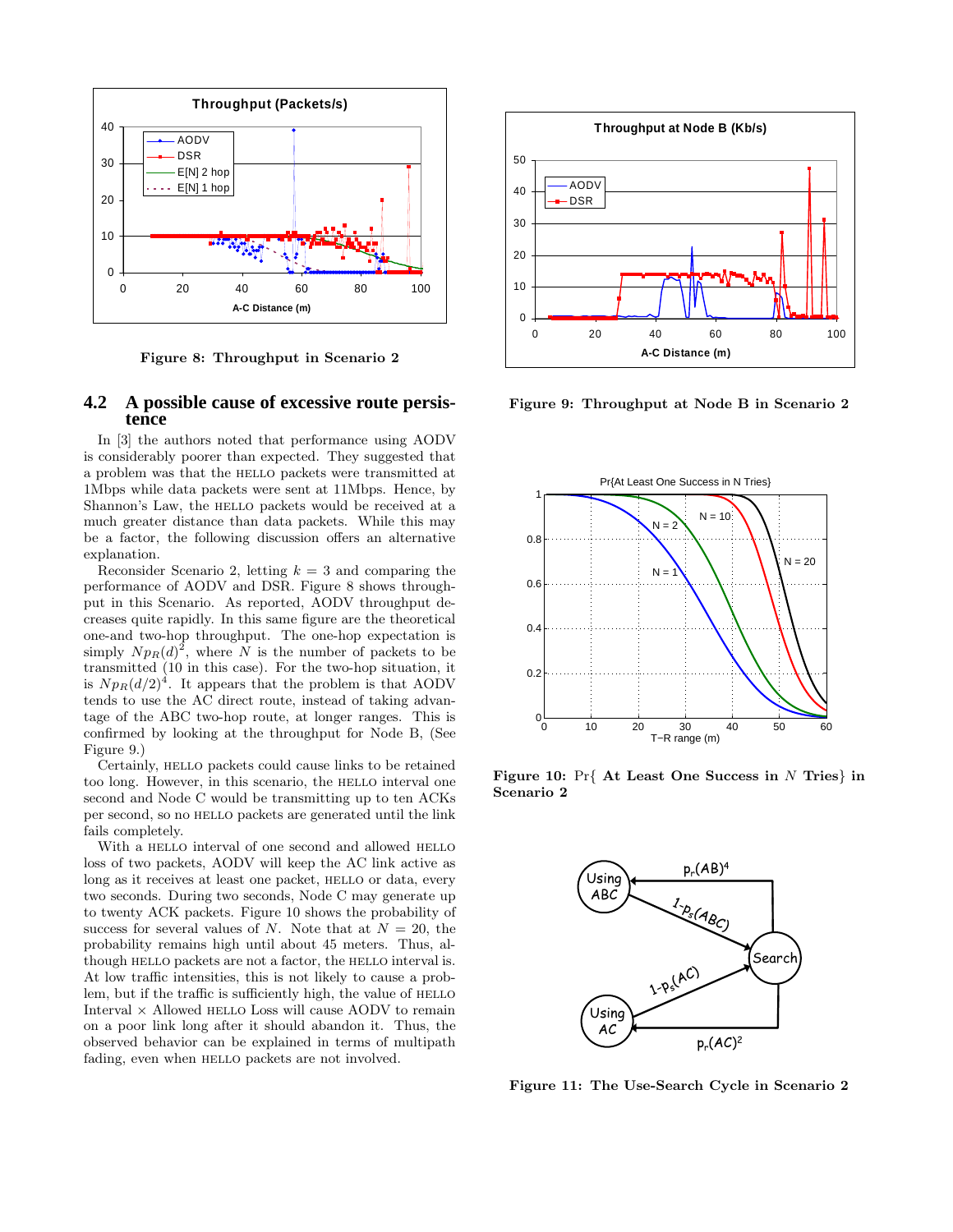Figure 8: Throughput in Scenario 2

Figure 9: Throughput at Node B in Scenario 2

### 4.2 A possible cause of excessive route persistence

In [3] the authors noted that performance using AODV is considerably poorer than expected. They suggested that a problem was that the HELLO packets were transmitted at 1Mbps while data packets were sent at 11Mbps. Hence, by Shannon's Law, the HELLO packets would be received at a much greater distance than data packets. While this may be a factor, the following discussion offers an alternative explanation.

Reconsider Scenario 2, letting $k = 3$ and comparing the performance of AODV and DSR. Figure 8 shows throughput in this Scenario. As reported, AODV throughput decreases quite rapidly. In this same figure are the theoretical one-and two-hop throughput. The one-hop expectation is simply $Np_R(d)^2$, where $N$ is the number of packets to be transmitted (10 in this case). For the two-hop situation, it is $Np_R(d/2)^4$. It appears that the problem is that AODV tends to use the AC direct route, instead of taking advantage of the ABC two-hop route, at longer ranges. This is confirmed by looking at the throughput for Node B, (See Figure 9.)

Certainly, HELLO packets could cause links to be retained too long. However, in this scenario, the HELLO interval one second and Node C would be transmitting up to ten ACKs per second, so no HELLO packets are generated until the link fails completely.

With a HELLO interval of one second and allowed HELLO loss of two packets, AODV will keep the AC link active as long as it receives at least one packet, HELLO or data, every two seconds. During two seconds, Node C may generate up to twenty ACK packets. Figure 10 shows the probability of success for several values of $N$. Note that at $N = 20$, the probability remains high until about 45 meters. Thus, although HELLO packets are not a factor, the HELLO interval is. At low traffic intensities, this is not likely to cause a problem, but if the traffic is sufficiently high, the value of HELLO Interval × Allowed HELLO Loss will cause AODV to remain on a poor link long after it should abandon it. Thus, the observed behavior can be explained in terms of multipath fading, even when HELLO packets are not involved.

Figure 10: Pr{ At Least One Success in $N$ Tries} in Scenario 2

Figure 11: The Use-Search Cycle in Scenario 2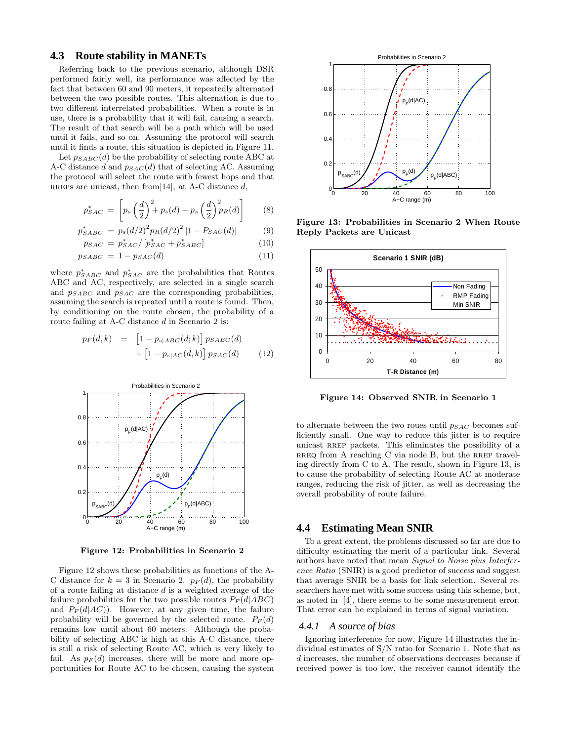## 4.3 Route stability in MANETs

Referring back to the previous scenario, although DSR performed fairly well, its performance was affected by the fact that between 60 and 90 meters, it repeatedly alternated between the two possible routes. This alternation is due to two different interrelated probabilities. When a route is in use, there is a probability that it will fail, causing a search. The result of that search will be a path which will be used until it fails, and so on. Assuming the protocol will search until it finds a route, this situation is depicted in Figure 11.

Let $p_{SABC}(d)$ be the probability of selecting route ABC at A-C distance $d$ and $p_{SAC}(d)$ that of selecting AC. Assuming the protocol will select the route with fewest hops and that RREPs are unicast, then from[14], at A-C distance $d$,

$$p^*_{SAC} = \left[p_s\left(\frac{d}{2}\right)^2 + p_s(d) - p_s\left(\frac{d}{2}\right)^2 p_R(d)\right] \qquad (8)$$

$$p^*_{SABC} = p_s(d/2)^2 p_R(d/2)^2 \left[1 - P_{SAC}(d)\right] \qquad (9)$$

$$p_{SAC} = p^*_{SAC} / \left[p^*_{SAC} + p^*_{SABC}\right] \qquad (10)$$

$$p_{SABC} = 1 - p_{SAC}(d) \qquad (11)$$

where $p^*_{SABC}$ and $p^*_{SAC}$ are the probabilities that Routes ABC and AC, respectively, are selected in a single search and $p_{SABC}$ and $p_{SAC}$ are the corresponding probabilities, assuming the search is repeated until a route is found. Then, by conditioning on the route chosen, the probability of a route failing at A-C distance $d$ in Scenario 2 is:

$$p_F(d,k) = \left[1 - p_{s|ABC}(d;k)\right] p_{SABC}(d) + \left[1 - p_{s|AC}(d,k)\right] p_{SAC}(d) \qquad (12)$$

**Figure 12: Probabilities in Scenario 2**

Figure 12 shows these probabilities as functions of the A-C distance for $k = 3$ in Scenario 2. $p_F(d)$, the probability of a route failing at distance $d$ is a weighted average of the failure probabilities for the two possible routes $P_F(d|ABC)$ and $P_F(d|AC)$). However, at any given time, the failure probability will be governed by the selected route. $P_F(d)$ remains low until about 60 meters. Although the probability of selecting ABC is high at this A-C distance, there is still a risk of selecting Route AC, which is very likely to fail. As $p_F(d)$ increases, there will be more and more opportunities for Route AC to be chosen, causing the system to alternate between the two roues until $p_{SAC}$ becomes sufficiently small. One way to reduce this jitter is to require unicast RREP packets. This eliminates the possibility of a RREQ from A reaching C via node B, but the RREP traveling directly from C to A. The result, shown in Figure 13, is to cause the probability of selecting Route AC at moderate ranges, reducing the risk of jitter, as well as decreasing the overall probability of route failure.

**Figure 13: Probabilities in Scenario 2 When Route Reply Packets are Unicast**

**Figure 14: Observed SNIR in Scenario 1**

## 4.4 Estimating Mean SNIR

To a great extent, the problems discussed so far are due to difficulty estimating the merit of a particular link. Several authors have noted that mean *Signal to Noise plus Interference Ratio* (SNIR) is a good predictor of success and suggest that average SNIR be a basis for link selection. Several researchers have met with some success using this scheme, but, as noted in [4], there seems to be some measurement error. That error can be explained in terms of signal variation.

### 4.4.1 A source of bias

Ignoring interference for now, Figure 14 illustrates the individual estimates of S/N ratio for Scenario 1. Note that as $d$ increases, the number of observations decreases because if received power is too low, the receiver cannot identify the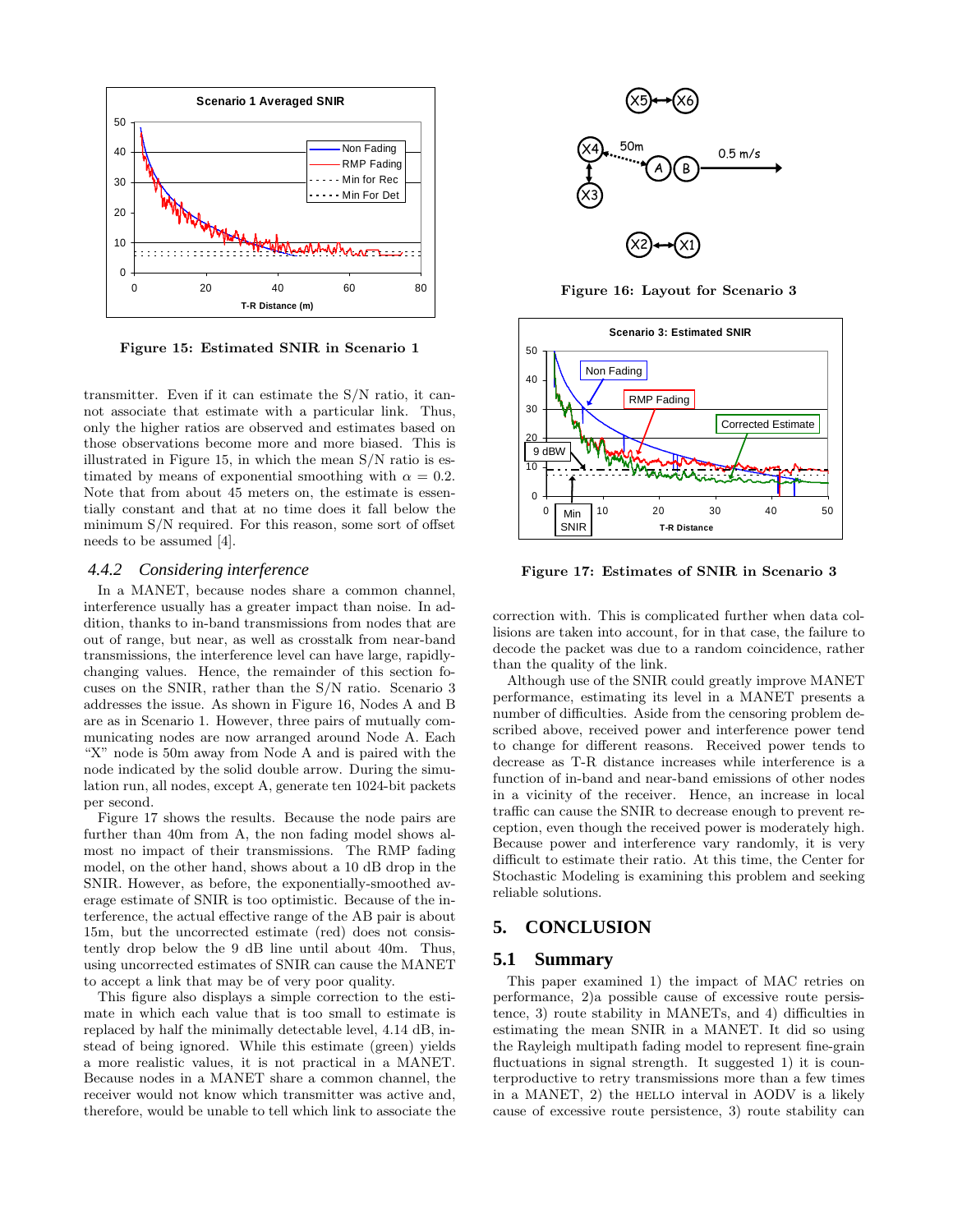Figure 15: Estimated SNIR in Scenario 1

transmitter. Even if it can estimate the S/N ratio, it cannot associate that estimate with a particular link. Thus, only the higher ratios are observed and estimates based on those observations become more and more biased. This is illustrated in Figure 15, in which the mean S/N ratio is estimated by means of exponential smoothing with $\alpha = 0.2$. Note that from about 45 meters on, the estimate is essentially constant and that at no time does it fall below the minimum S/N required. For this reason, some sort of offset needs to be assumed [4].

### 4.4.2 Considering interference

In a MANET, because nodes share a common channel, interference usually has a greater impact than noise. In addition, thanks to in-band transmissions from nodes that are out of range, but near, as well as crosstalk from near-band transmissions, the interference level can have large, rapidly-changing values. Hence, the remainder of this section focuses on the SNIR, rather than the S/N ratio. Scenario 3 addresses the issue. As shown in Figure 16, Nodes A and B are as in Scenario 1. However, three pairs of mutually communicating nodes are now arranged around Node A. Each "X" node is 50m away from Node A and is paired with the node indicated by the solid double arrow. During the simulation run, all nodes, except A, generate ten 1024-bit packets per second.

Figure 17 shows the results. Because the node pairs are further than 40m from A, the non fading model shows almost no impact of their transmissions. The RMP fading model, on the other hand, shows about a 10 dB drop in the SNIR. However, as before, the exponentially-smoothed average estimate of SNIR is too optimistic. Because of the interference, the actual effective range of the AB pair is about 15m, but the uncorrected estimate (red) does not consistently drop below the 9 dB line until about 40m. Thus, using uncorrected estimates of SNIR can cause the MANET to accept a link that may be of very poor quality.

This figure also displays a simple correction to the estimate in which each value that is too small to estimate is replaced by half the minimally detectable level, 4.14 dB, instead of being ignored. While this estimate (green) yields a more realistic values, it is not practical in a MANET. Because nodes in a MANET share a common channel, the receiver would not know which transmitter was active and, therefore, would be unable to tell which link to associate the

Figure 16: Layout for Scenario 3

Figure 17: Estimates of SNIR in Scenario 3

correction with. This is complicated further when data collisions are taken into account, for in that case, the failure to decode the packet was due to a random coincidence, rather than the quality of the link.

Although use of the SNIR could greatly improve MANET performance, estimating its level in a MANET presents a number of difficulties. Aside from the censoring problem described above, received power and interference power tend to change for different reasons. Received power tends to decrease as T-R distance increases while interference is a function of in-band and near-band emissions of other nodes in a vicinity of the receiver. Hence, an increase in local traffic can cause the SNIR to decrease enough to prevent reception, even though the received power is moderately high. Because power and interference vary randomly, it is very difficult to estimate their ratio. At this time, the Center for Stochastic Modeling is examining this problem and seeking reliable solutions.

## 5. CONCLUSION

### 5.1 Summary

This paper examined 1) the impact of MAC retries on performance, 2)a possible cause of excessive route persistence, 3) route stability in MANETs, and 4) difficulties in estimating the mean SNIR in a MANET. It did so using the Rayleigh multipath fading model to represent fine-grain fluctuations in signal strength. It suggested 1) it is counterproductive to retry transmissions more than a few times in a MANET, 2) the HELLO interval in AODV is a likely cause of excessive route persistence, 3) route stability can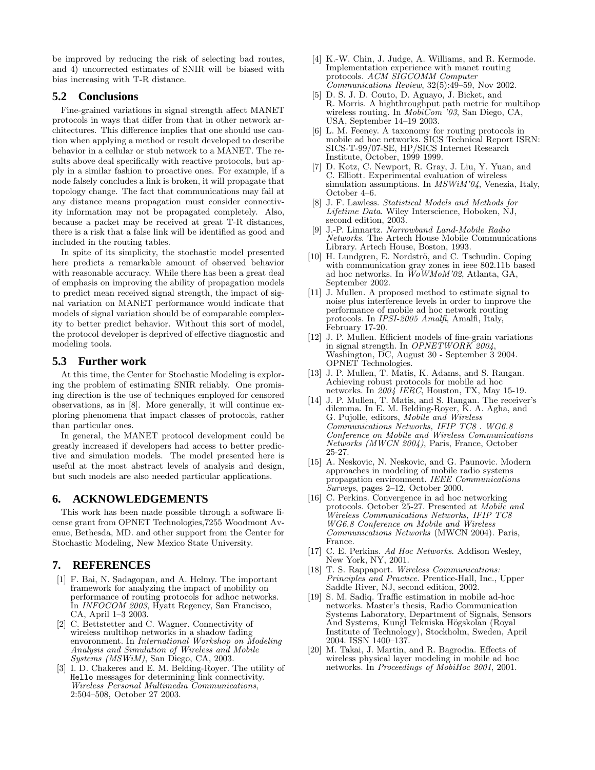be improved by reducing the risk of selecting bad routes, and 4) uncorrected estimates of SNIR will be biased with bias increasing with T-R distance.

## 5.2 Conclusions

Fine-grained variations in signal strength affect MANET protocols in ways that differ from that in other network architectures. This difference implies that one should use caution when applying a method or result developed to describe behavior in a cellular or stub network to a MANET. The results above deal specifically with reactive protocols, but apply in a similar fashion to proactive ones. For example, if a node falsely concludes a link is broken, it will propagate that topology change. The fact that communications may fail at any distance means propagation must consider connectivity information may not be propagated completely. Also, because a packet may be received at great T-R distances, there is a risk that a false link will be identified as good and included in the routing tables.

In spite of its simplicity, the stochastic model presented here predicts a remarkable amount of observed behavior with reasonable accuracy. While there has been a great deal of emphasis on improving the ability of propagation models to predict mean received signal strength, the impact of signal variation on MANET performance would indicate that models of signal variation should be of comparable complexity to better predict behavior. Without this sort of model, the protocol developer is deprived of effective diagnostic and modeling tools.

## 5.3 Further work

At this time, the Center for Stochastic Modeling is exploring the problem of estimating SNIR reliably. One promising direction is the use of techniques employed for censored observations, as in [8]. More generally, it will continue exploring phenomena that impact classes of protocols, rather than particular ones.

In general, the MANET protocol development could be greatly increased if developers had access to better predictive and simulation models. The model presented here is useful at the most abstract levels of analysis and design, but such models are also needed particular applications.

# 6. ACKNOWLEDGEMENTS

This work has been made possible through a software license grant from OPNET Technologies,7255 Woodmont Avenue, Bethesda, MD. and other support from the Center for Stochastic Modeling, New Mexico State University.

# 7. REFERENCES

[1] F. Bai, N. Sadagopan, and A. Helmy. The important framework for analyzing the impact of mobility on performance of routing protocols for adhoc networks. In *INFOCOM 2003*, Hyatt Regency, San Francisco, CA, April 1–3 2003.

[2] C. Bettstetter and C. Wagner. Connectivity of wireless multihop networks in a shadow fading envoronment. In *International Workshop on Modeling Analysis and Simulation of Wireless and Mobile Systems (MSWiM)*, San Diego, CA, 2003.

[3] I. D. Chakeres and E. M. Belding-Royer. The utility of `Hello` messages for determining link connectivity. *Wireless Personal Multimedia Communications*, 2:504–508, October 27 2003.

[4] K.-W. Chin, J. Judge, A. Williams, and R. Kermode. Implementation experience with manet routing protocols. *ACM SIGCOMM Computer Communications Review*, 32(5):49–59, Nov 2002.

[5] D. S. J. D. Couto, D. Aguayo, J. Bicket, and R. Morris. A highthroughput path metric for multihop wireless routing. In *MobiCom '03*, San Diego, CA, USA, September 14–19 2003.

[6] L. M. Feeney. A taxonomy for routing protocols in mobile ad hoc networks. SICS Technical Report ISRN: SICS-T-99/07-SE, HP/SICS Internet Research Institute, October, 1999 1999.

[7] D. Kotz, C. Newport, R. Gray, J. Liu, Y. Yuan, and C. Elliott. Experimental evaluation of wireless simulation assumptions. In *MSWiM'04*, Venezia, Italy, October 4–6.

[8] J. F. Lawless. *Statistical Models and Methods for Lifetime Data*. Wiley Interscience, Hoboken, NJ, second edition, 2003.

[9] J.-P. Linnartz. *Narrowband Land-Mobile Radio Networks*. The Artech House Mobile Communications Library. Artech House, Boston, 1993.

[10] H. Lundgren, E. Nordströ, and C. Tschudin. Coping with communication gray zones in ieee 802.11b based ad hoc networks. In *WoWMoM'02*, Atlanta, GA, September 2002.

[11] J. Mullen. A proposed method to estimate signal to noise plus interference levels in order to improve the performance of mobile ad hoc network routing protocols. In *IPSI-2005 Amalfi*, Amalfi, Italy, February 17-20.

[12] J. P. Mullen. Efficient models of fine-grain variations in signal strength. In *OPNETWORK 2004*, Washington, DC, August 30 - September 3 2004. OPNET Technologies.

[13] J. P. Mullen, T. Matis, K. Adams, and S. Rangan. Achieving robust protocols for mobile ad hoc networks. In *2004 IERC*, Houston, TX, May 15-19.

[14] J. P. Mullen, T. Matis, and S. Rangan. The receiver's dilemma. In E. M. Belding-Royer, K. A. Agha, and G. Pujolle, editors, *Mobile and Wireless Communications Networks, IFIP TC8 . WG6.8 Conference on Mobile and Wireless Communications Networks (MWCN 2004)*, Paris, France, October 25-27.

[15] A. Neskovic, N. Neskovic, and G. Paunovic. Modern approaches in modeling of mobile radio systems propagation environment. *IEEE Communications Surveys*, pages 2–12, October 2000.

[16] C. Perkins. Convergence in ad hoc networking protocols. October 25-27. Presented at *Mobile and Wireless Communications Networks, IFIP TC8 WG6.8 Conference on Mobile and Wireless Communications Networks* (MWCN 2004). Paris, France.

[17] C. E. Perkins. *Ad Hoc Networks*. Addison Wesley, New York, NY, 2001.

[18] T. S. Rappaport. *Wireless Communications: Principles and Practice*. Prentice-Hall, Inc., Upper Saddle River, NJ, second edition, 2002.

[19] S. M. Sadiq. Traffic estimation in mobile ad-hoc networks. Master's thesis, Radio Communication Systems Laboratory, Department of Signals, Sensors And Systems, Kungl Tekniska Högskolan (Royal Institute of Technology), Stockholm, Sweden, April 2004. ISSN 1400–137.

[20] M. Takai, J. Martin, and R. Bagrodia. Effects of wireless physical layer modeling in mobile ad hoc networks. In *Proceedings of MobiHoc 2001*, 2001.